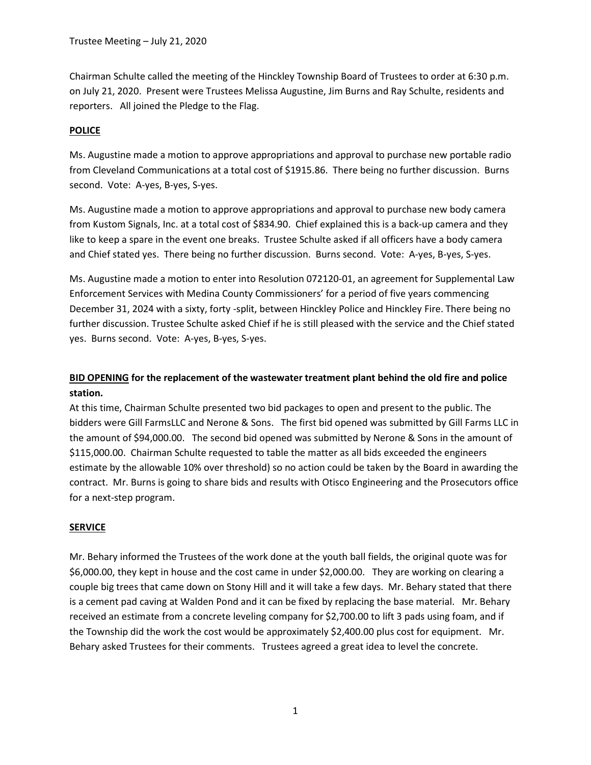Trustee Meeting – July 21, 2020

Chairman Schulte called the meeting of the Hinckley Township Board of Trustees to order at 6:30 p.m. on July 21, 2020. Present were Trustees Melissa Augustine, Jim Burns and Ray Schulte, residents and reporters. All joined the Pledge to the Flag.

**POLICE**

Ms. Augustine made a motion to approve appropriations and approval to purchase new portable radio from Cleveland Communications at a total cost of $1915.86. There being no further discussion. Burns second. Vote: A-yes, B-yes, S-yes.

Ms. Augustine made a motion to approve appropriations and approval to purchase new body camera from Kustom Signals, Inc. at a total cost of $834.90. Chief explained this is a back-up camera and they like to keep a spare in the event one breaks. Trustee Schulte asked if all officers have a body camera and Chief stated yes. There being no further discussion. Burns second. Vote: A-yes, B-yes, S-yes.

Ms. Augustine made a motion to enter into Resolution 072120-01, an agreement for Supplemental Law Enforcement Services with Medina County Commissioners' for a period of five years commencing December 31, 2024 with a sixty, forty -split, between Hinckley Police and Hinckley Fire. There being no further discussion. Trustee Schulte asked Chief if he is still pleased with the service and the Chief stated yes. Burns second. Vote: A-yes, B-yes, S-yes.

**BID OPENING for the replacement of the wastewater treatment plant behind the old fire and police station.**

At this time, Chairman Schulte presented two bid packages to open and present to the public. The bidders were Gill FarmsLLC and Nerone & Sons. The first bid opened was submitted by Gill Farms LLC in the amount of $94,000.00. The second bid opened was submitted by Nerone & Sons in the amount of $115,000.00. Chairman Schulte requested to table the matter as all bids exceeded the engineers estimate by the allowable 10% over threshold) so no action could be taken by the Board in awarding the contract. Mr. Burns is going to share bids and results with Otisco Engineering and the Prosecutors office for a next-step program.

**SERVICE**

Mr. Behary informed the Trustees of the work done at the youth ball fields, the original quote was for $6,000.00, they kept in house and the cost came in under $2,000.00. They are working on clearing a couple big trees that came down on Stony Hill and it will take a few days. Mr. Behary stated that there is a cement pad caving at Walden Pond and it can be fixed by replacing the base material. Mr. Behary received an estimate from a concrete leveling company for $2,700.00 to lift 3 pads using foam, and if the Township did the work the cost would be approximately $2,400.00 plus cost for equipment. Mr. Behary asked Trustees for their comments. Trustees agreed a great idea to level the concrete.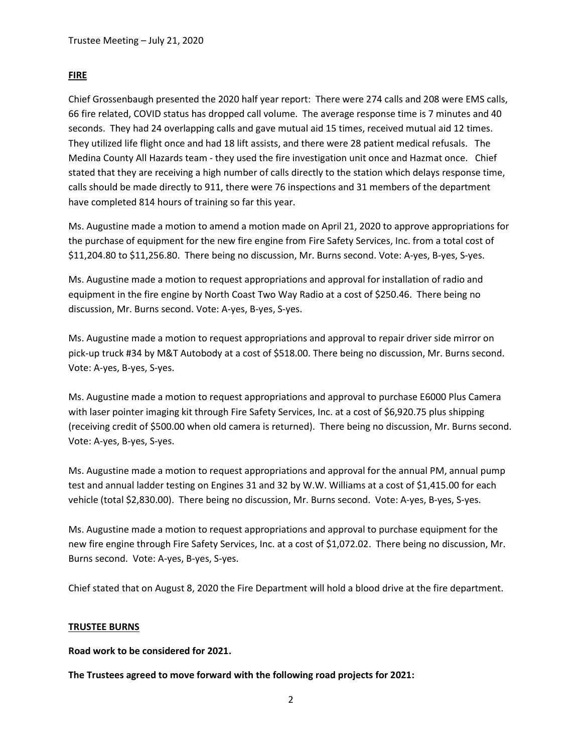## FIRE

Chief Grossenbaugh presented the 2020 half year report: There were 274 calls and 208 were EMS calls, 66 fire related, COVID status has dropped call volume. The average response time is 7 minutes and 40 seconds. They had 24 overlapping calls and gave mutual aid 15 times, received mutual aid 12 times. They utilized life flight once and had 18 lift assists, and there were 28 patient medical refusals. The Medina County All Hazards team - they used the fire investigation unit once and Hazmat once. Chief stated that they are receiving a high number of calls directly to the station which delays response time, calls should be made directly to 911, there were 76 inspections and 31 members of the department have completed 814 hours of training so far this year.

Ms. Augustine made a motion to amend a motion made on April 21, 2020 to approve appropriations for the purchase of equipment for the new fire engine from Fire Safety Services, Inc. from a total cost of $11,204.80 to $11,256.80. There being no discussion, Mr. Burns second. Vote: A-yes, B-yes, S-yes.

Ms. Augustine made a motion to request appropriations and approval for installation of radio and equipment in the fire engine by North Coast Two Way Radio at a cost of $250.46. There being no discussion, Mr. Burns second. Vote: A-yes, B-yes, S-yes.

Ms. Augustine made a motion to request appropriations and approval to repair driver side mirror on pick-up truck #34 by M&T Autobody at a cost of $518.00. There being no discussion, Mr. Burns second. Vote: A-yes, B-yes, S-yes.

Ms. Augustine made a motion to request appropriations and approval to purchase E6000 Plus Camera with laser pointer imaging kit through Fire Safety Services, Inc. at a cost of $6,920.75 plus shipping (receiving credit of $500.00 when old camera is returned). There being no discussion, Mr. Burns second. Vote: A-yes, B-yes, S-yes.

Ms. Augustine made a motion to request appropriations and approval for the annual PM, annual pump test and annual ladder testing on Engines 31 and 32 by W.W. Williams at a cost of $1,415.00 for each vehicle (total $2,830.00). There being no discussion, Mr. Burns second. Vote: A-yes, B-yes, S-yes.

Ms. Augustine made a motion to request appropriations and approval to purchase equipment for the new fire engine through Fire Safety Services, Inc. at a cost of $1,072.02. There being no discussion, Mr. Burns second. Vote: A-yes, B-yes, S-yes.

Chief stated that on August 8, 2020 the Fire Department will hold a blood drive at the fire department.

## TRUSTEE BURNS

**Road work to be considered for 2021.**

**The Trustees agreed to move forward with the following road projects for 2021:**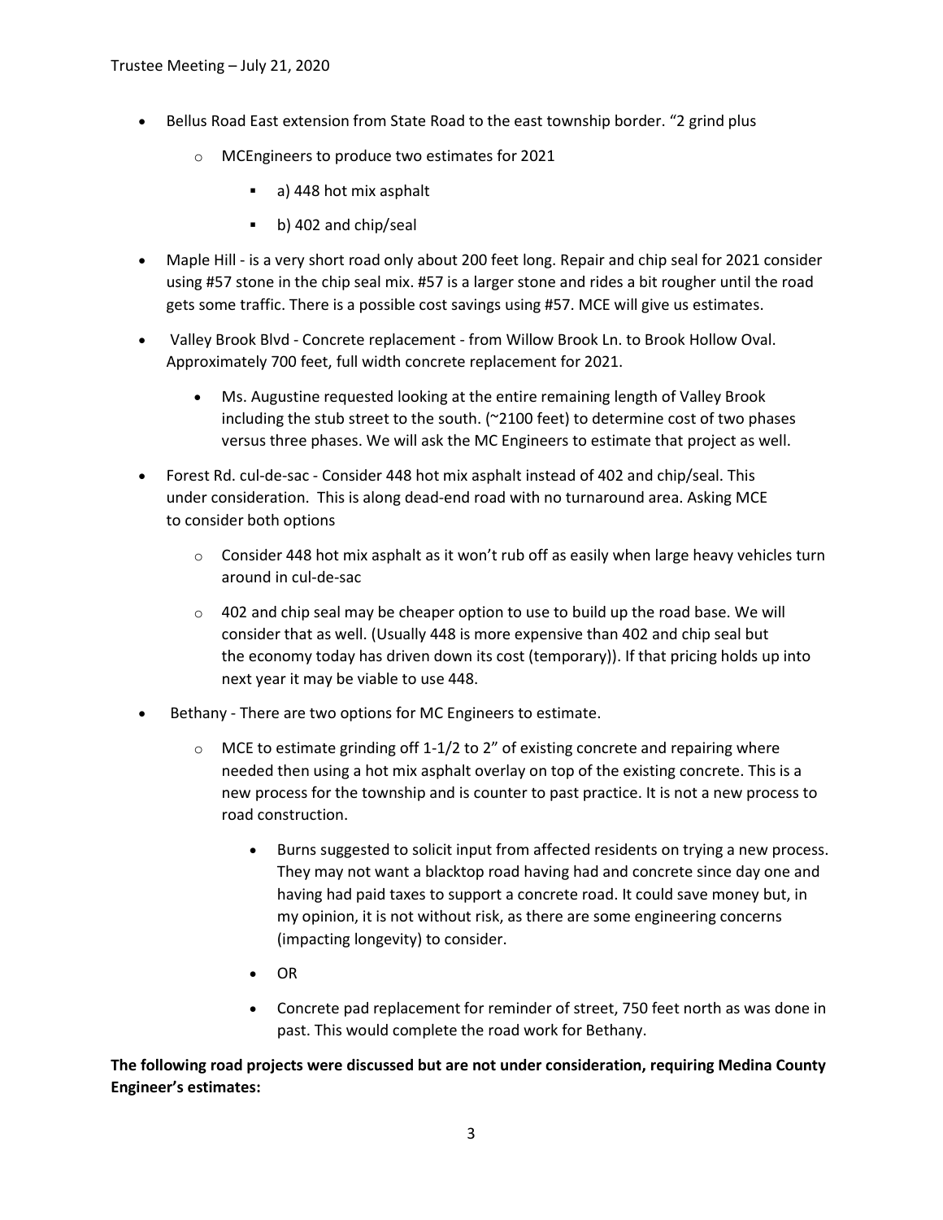- Bellus Road East extension from State Road to the east township border. "2 grind plus
  - MCEngineers to produce two estimates for 2021
    - a) 448 hot mix asphalt
    - b) 402 and chip/seal
- Maple Hill - is a very short road only about 200 feet long. Repair and chip seal for 2021 consider using #57 stone in the chip seal mix. #57 is a larger stone and rides a bit rougher until the road gets some traffic. There is a possible cost savings using #57. MCE will give us estimates.
- Valley Brook Blvd - Concrete replacement - from Willow Brook Ln. to Brook Hollow Oval. Approximately 700 feet, full width concrete replacement for 2021.
  - Ms. Augustine requested looking at the entire remaining length of Valley Brook including the stub street to the south. (~2100 feet) to determine cost of two phases versus three phases. We will ask the MC Engineers to estimate that project as well.
- Forest Rd. cul-de-sac - Consider 448 hot mix asphalt instead of 402 and chip/seal. This under consideration. This is along dead-end road with no turnaround area. Asking MCE to consider both options
  - Consider 448 hot mix asphalt as it won't rub off as easily when large heavy vehicles turn around in cul-de-sac
  - 402 and chip seal may be cheaper option to use to build up the road base. We will consider that as well. (Usually 448 is more expensive than 402 and chip seal but the economy today has driven down its cost (temporary)). If that pricing holds up into next year it may be viable to use 448.
- Bethany - There are two options for MC Engineers to estimate.
  - MCE to estimate grinding off 1-1/2 to 2" of existing concrete and repairing where needed then using a hot mix asphalt overlay on top of the existing concrete. This is a new process for the township and is counter to past practice. It is not a new process to road construction.
    - Burns suggested to solicit input from affected residents on trying a new process. They may not want a blacktop road having had and concrete since day one and having had paid taxes to support a concrete road. It could save money but, in my opinion, it is not without risk, as there are some engineering concerns (impacting longevity) to consider.
    - OR
    - Concrete pad replacement for reminder of street, 750 feet north as was done in past. This would complete the road work for Bethany.

**The following road projects were discussed but are not under consideration, requiring Medina County Engineer's estimates:**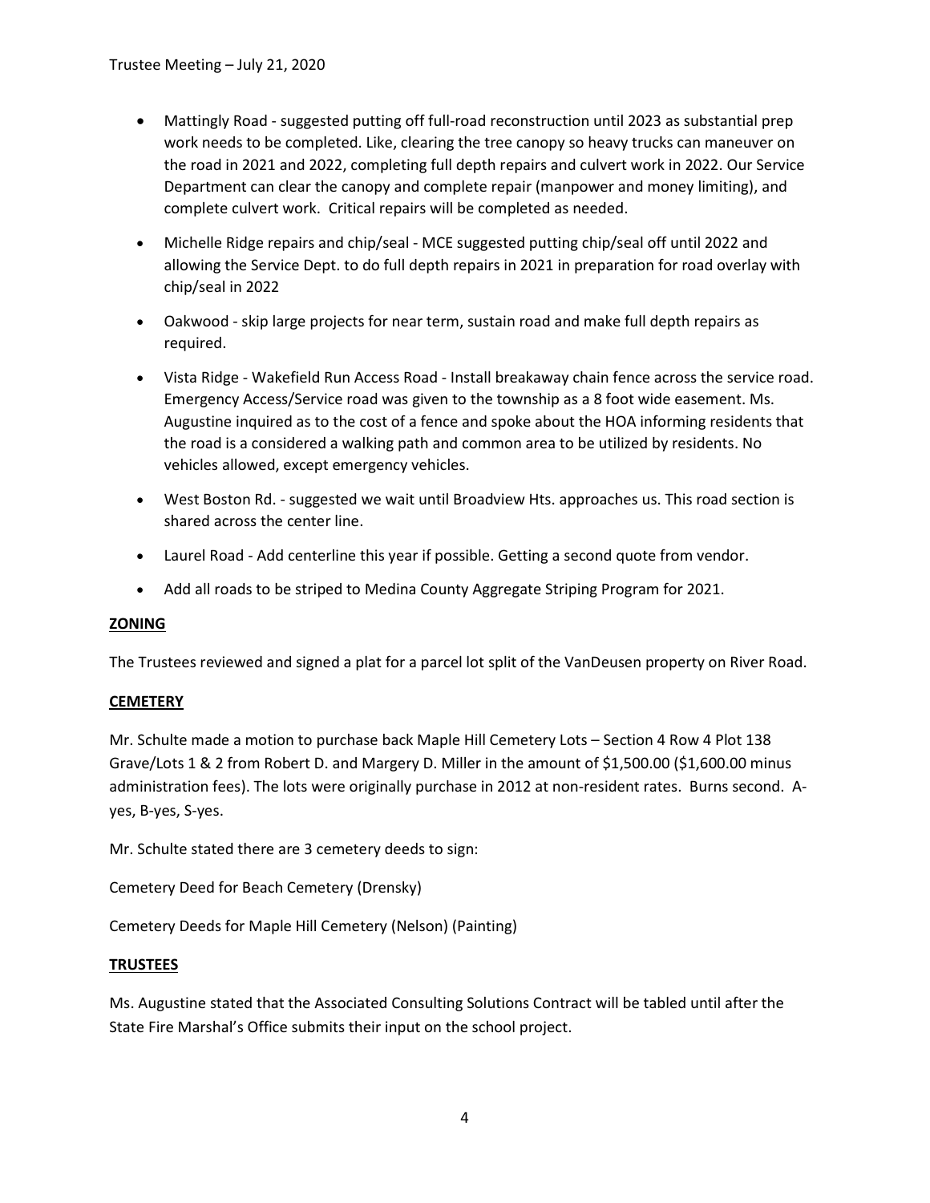- Mattingly Road - suggested putting off full-road reconstruction until 2023 as substantial prep work needs to be completed. Like, clearing the tree canopy so heavy trucks can maneuver on the road in 2021 and 2022, completing full depth repairs and culvert work in 2022. Our Service Department can clear the canopy and complete repair (manpower and money limiting), and complete culvert work. Critical repairs will be completed as needed.
- Michelle Ridge repairs and chip/seal - MCE suggested putting chip/seal off until 2022 and allowing the Service Dept. to do full depth repairs in 2021 in preparation for road overlay with chip/seal in 2022
- Oakwood - skip large projects for near term, sustain road and make full depth repairs as required.
- Vista Ridge - Wakefield Run Access Road - Install breakaway chain fence across the service road. Emergency Access/Service road was given to the township as a 8 foot wide easement. Ms. Augustine inquired as to the cost of a fence and spoke about the HOA informing residents that the road is a considered a walking path and common area to be utilized by residents. No vehicles allowed, except emergency vehicles.
- West Boston Rd. - suggested we wait until Broadview Hts. approaches us. This road section is shared across the center line.
- Laurel Road - Add centerline this year if possible. Getting a second quote from vendor.
- Add all roads to be striped to Medina County Aggregate Striping Program for 2021.

**ZONING**

The Trustees reviewed and signed a plat for a parcel lot split of the VanDeusen property on River Road.

**CEMETERY**

Mr. Schulte made a motion to purchase back Maple Hill Cemetery Lots – Section 4 Row 4 Plot 138 Grave/Lots 1 & 2 from Robert D. and Margery D. Miller in the amount of $1,500.00 ($1,600.00 minus administration fees). The lots were originally purchase in 2012 at non-resident rates. Burns second. A-yes, B-yes, S-yes.

Mr. Schulte stated there are 3 cemetery deeds to sign:

Cemetery Deed for Beach Cemetery (Drensky)

Cemetery Deeds for Maple Hill Cemetery (Nelson) (Painting)

**TRUSTEES**

Ms. Augustine stated that the Associated Consulting Solutions Contract will be tabled until after the State Fire Marshal's Office submits their input on the school project.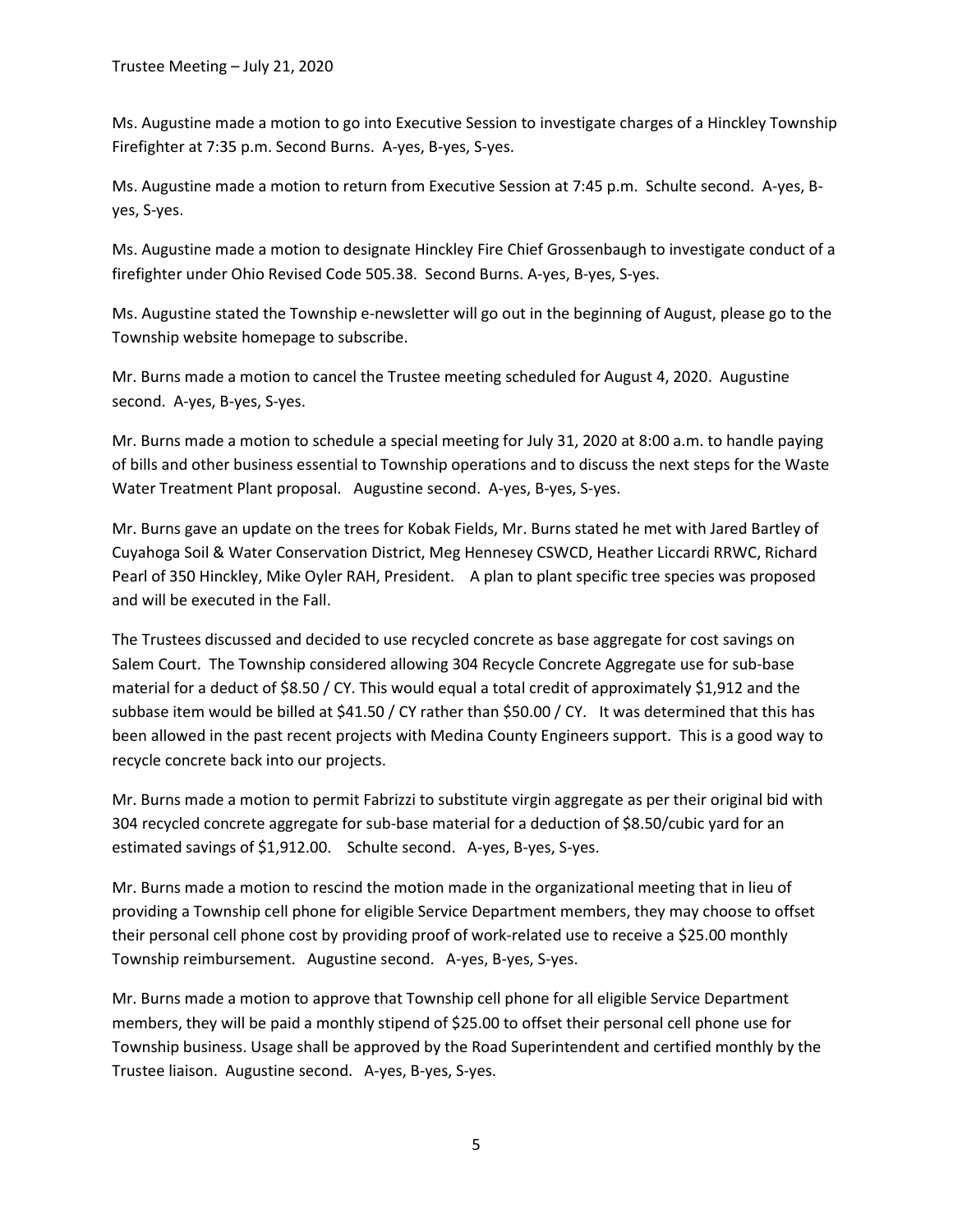Ms. Augustine made a motion to go into Executive Session to investigate charges of a Hinckley Township Firefighter at 7:35 p.m. Second Burns. A-yes, B-yes, S-yes.

Ms. Augustine made a motion to return from Executive Session at 7:45 p.m. Schulte second. A-yes, B-yes, S-yes.

Ms. Augustine made a motion to designate Hinckley Fire Chief Grossenbaugh to investigate conduct of a firefighter under Ohio Revised Code 505.38. Second Burns. A-yes, B-yes, S-yes.

Ms. Augustine stated the Township e-newsletter will go out in the beginning of August, please go to the Township website homepage to subscribe.

Mr. Burns made a motion to cancel the Trustee meeting scheduled for August 4, 2020. Augustine second. A-yes, B-yes, S-yes.

Mr. Burns made a motion to schedule a special meeting for July 31, 2020 at 8:00 a.m. to handle paying of bills and other business essential to Township operations and to discuss the next steps for the Waste Water Treatment Plant proposal. Augustine second. A-yes, B-yes, S-yes.

Mr. Burns gave an update on the trees for Kobak Fields, Mr. Burns stated he met with Jared Bartley of Cuyahoga Soil & Water Conservation District, Meg Hennesey CSWCD, Heather Liccardi RRWC, Richard Pearl of 350 Hinckley, Mike Oyler RAH, President. A plan to plant specific tree species was proposed and will be executed in the Fall.

The Trustees discussed and decided to use recycled concrete as base aggregate for cost savings on Salem Court. The Township considered allowing 304 Recycle Concrete Aggregate use for sub-base material for a deduct of $8.50 / CY. This would equal a total credit of approximately $1,912 and the subbase item would be billed at $41.50 / CY rather than $50.00 / CY. It was determined that this has been allowed in the past recent projects with Medina County Engineers support. This is a good way to recycle concrete back into our projects.

Mr. Burns made a motion to permit Fabrizzi to substitute virgin aggregate as per their original bid with 304 recycled concrete aggregate for sub-base material for a deduction of $8.50/cubic yard for an estimated savings of $1,912.00. Schulte second. A-yes, B-yes, S-yes.

Mr. Burns made a motion to rescind the motion made in the organizational meeting that in lieu of providing a Township cell phone for eligible Service Department members, they may choose to offset their personal cell phone cost by providing proof of work-related use to receive a $25.00 monthly Township reimbursement. Augustine second. A-yes, B-yes, S-yes.

Mr. Burns made a motion to approve that Township cell phone for all eligible Service Department members, they will be paid a monthly stipend of $25.00 to offset their personal cell phone use for Township business. Usage shall be approved by the Road Superintendent and certified monthly by the Trustee liaison. Augustine second. A-yes, B-yes, S-yes.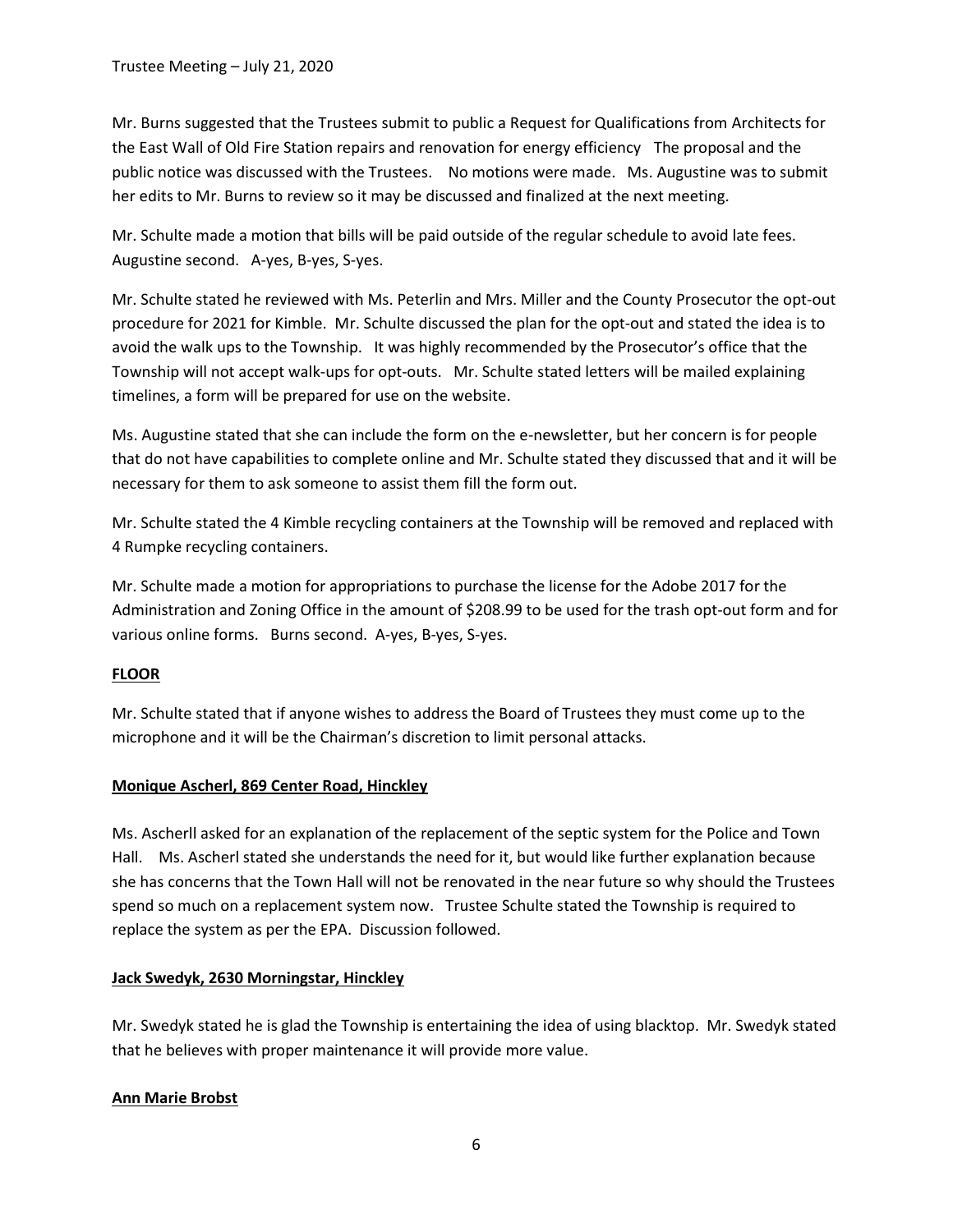Mr. Burns suggested that the Trustees submit to public a Request for Qualifications from Architects for the East Wall of Old Fire Station repairs and renovation for energy efficiency The proposal and the public notice was discussed with the Trustees. No motions were made. Ms. Augustine was to submit her edits to Mr. Burns to review so it may be discussed and finalized at the next meeting.

Mr. Schulte made a motion that bills will be paid outside of the regular schedule to avoid late fees. Augustine second. A-yes, B-yes, S-yes.

Mr. Schulte stated he reviewed with Ms. Peterlin and Mrs. Miller and the County Prosecutor the opt-out procedure for 2021 for Kimble. Mr. Schulte discussed the plan for the opt-out and stated the idea is to avoid the walk ups to the Township. It was highly recommended by the Prosecutor's office that the Township will not accept walk-ups for opt-outs. Mr. Schulte stated letters will be mailed explaining timelines, a form will be prepared for use on the website.

Ms. Augustine stated that she can include the form on the e-newsletter, but her concern is for people that do not have capabilities to complete online and Mr. Schulte stated they discussed that and it will be necessary for them to ask someone to assist them fill the form out.

Mr. Schulte stated the 4 Kimble recycling containers at the Township will be removed and replaced with 4 Rumpke recycling containers.

Mr. Schulte made a motion for appropriations to purchase the license for the Adobe 2017 for the Administration and Zoning Office in the amount of $208.99 to be used for the trash opt-out form and for various online forms. Burns second. A-yes, B-yes, S-yes.

**FLOOR**

Mr. Schulte stated that if anyone wishes to address the Board of Trustees they must come up to the microphone and it will be the Chairman's discretion to limit personal attacks.

**Monique Ascherl, 869 Center Road, Hinckley**

Ms. Ascherll asked for an explanation of the replacement of the septic system for the Police and Town Hall. Ms. Ascherl stated she understands the need for it, but would like further explanation because she has concerns that the Town Hall will not be renovated in the near future so why should the Trustees spend so much on a replacement system now. Trustee Schulte stated the Township is required to replace the system as per the EPA. Discussion followed.

**Jack Swedyk, 2630 Morningstar, Hinckley**

Mr. Swedyk stated he is glad the Township is entertaining the idea of using blacktop. Mr. Swedyk stated that he believes with proper maintenance it will provide more value.

**Ann Marie Brobst**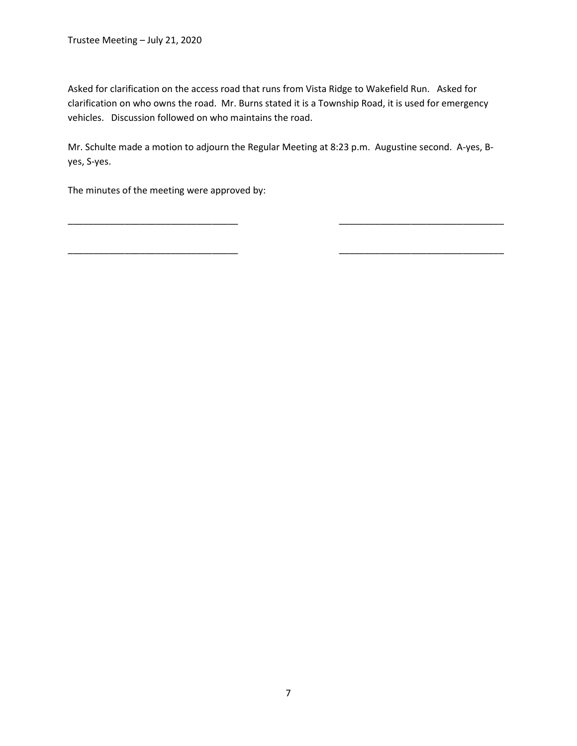Asked for clarification on the access road that runs from Vista Ridge to Wakefield Run. Asked for clarification on who owns the road. Mr. Burns stated it is a Township Road, it is used for emergency vehicles. Discussion followed on who maintains the road.

Mr. Schulte made a motion to adjourn the Regular Meeting at 8:23 p.m. Augustine second. A-yes, B-yes, S-yes.

The minutes of the meeting were approved by:

_________________________________　　　　　　　_________________________________

_________________________________　　　　　　　_________________________________